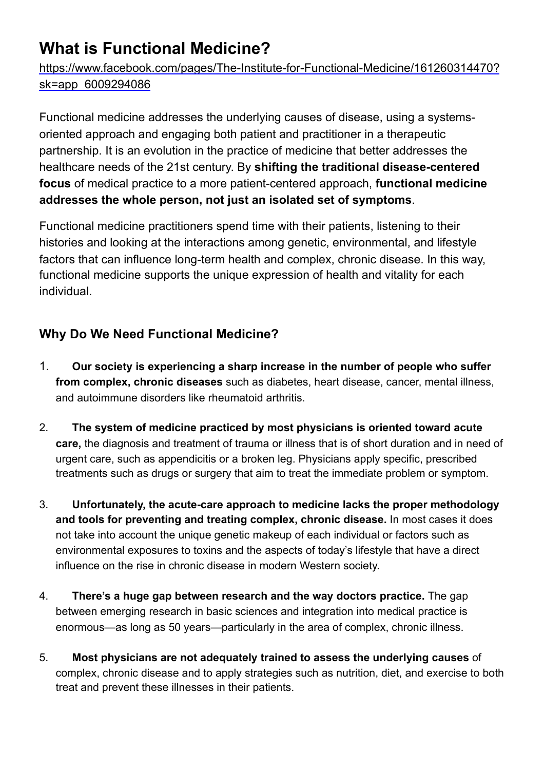# What is Functional Medicine?

https://www.facebook.com/pages/The-Institute-for-Functional-Medicine/161260314470?sk=app_6009294086

Functional medicine addresses the underlying causes of disease, using a systems-oriented approach and engaging both patient and practitioner in a therapeutic partnership. It is an evolution in the practice of medicine that better addresses the healthcare needs of the 21st century. By **shifting the traditional disease-centered focus** of medical practice to a more patient-centered approach, **functional medicine addresses the whole person, not just an isolated set of symptoms**.

Functional medicine practitioners spend time with their patients, listening to their histories and looking at the interactions among genetic, environmental, and lifestyle factors that can influence long-term health and complex, chronic disease. In this way, functional medicine supports the unique expression of health and vitality for each individual.

## Why Do We Need Functional Medicine?

1. **Our society is experiencing a sharp increase in the number of people who suffer from complex, chronic diseases** such as diabetes, heart disease, cancer, mental illness, and autoimmune disorders like rheumatoid arthritis.

2. **The system of medicine practiced by most physicians is oriented toward acute care,** the diagnosis and treatment of trauma or illness that is of short duration and in need of urgent care, such as appendicitis or a broken leg. Physicians apply specific, prescribed treatments such as drugs or surgery that aim to treat the immediate problem or symptom.

3. **Unfortunately, the acute-care approach to medicine lacks the proper methodology and tools for preventing and treating complex, chronic disease.** In most cases it does not take into account the unique genetic makeup of each individual or factors such as environmental exposures to toxins and the aspects of today's lifestyle that have a direct influence on the rise in chronic disease in modern Western society.

4. **There's a huge gap between research and the way doctors practice.** The gap between emerging research in basic sciences and integration into medical practice is enormous—as long as 50 years—particularly in the area of complex, chronic illness.

5. **Most physicians are not adequately trained to assess the underlying causes** of complex, chronic disease and to apply strategies such as nutrition, diet, and exercise to both treat and prevent these illnesses in their patients.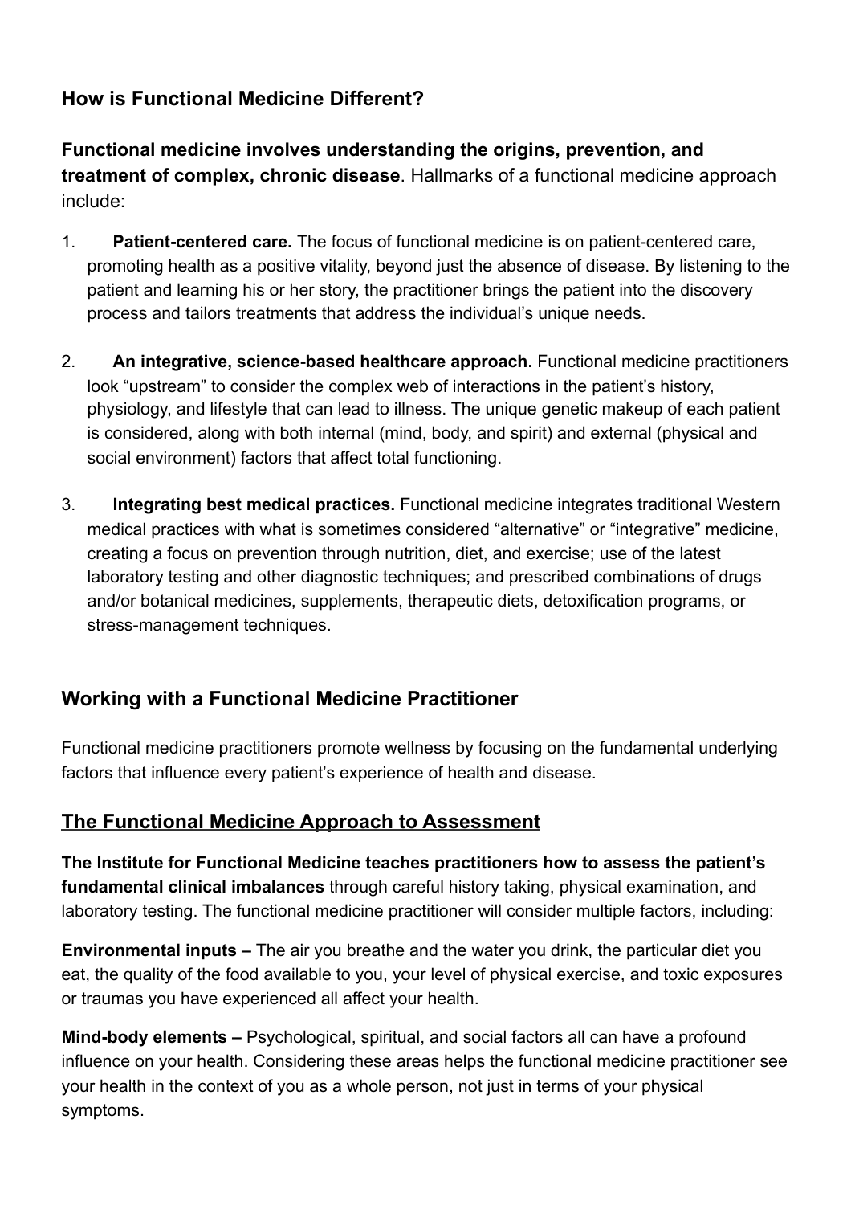## How is Functional Medicine Different?

**Functional medicine involves understanding the origins, prevention, and treatment of complex, chronic disease**. Hallmarks of a functional medicine approach include:

1. **Patient-centered care.** The focus of functional medicine is on patient-centered care, promoting health as a positive vitality, beyond just the absence of disease. By listening to the patient and learning his or her story, the practitioner brings the patient into the discovery process and tailors treatments that address the individual's unique needs.

2. **An integrative, science-based healthcare approach.** Functional medicine practitioners look "upstream" to consider the complex web of interactions in the patient's history, physiology, and lifestyle that can lead to illness. The unique genetic makeup of each patient is considered, along with both internal (mind, body, and spirit) and external (physical and social environment) factors that affect total functioning.

3. **Integrating best medical practices.** Functional medicine integrates traditional Western medical practices with what is sometimes considered "alternative" or "integrative" medicine, creating a focus on prevention through nutrition, diet, and exercise; use of the latest laboratory testing and other diagnostic techniques; and prescribed combinations of drugs and/or botanical medicines, supplements, therapeutic diets, detoxification programs, or stress-management techniques.

## Working with a Functional Medicine Practitioner

Functional medicine practitioners promote wellness by focusing on the fundamental underlying factors that influence every patient's experience of health and disease.

## <u>The Functional Medicine Approach to Assessment</u>

**The Institute for Functional Medicine teaches practitioners how to assess the patient's fundamental clinical imbalances** through careful history taking, physical examination, and laboratory testing. The functional medicine practitioner will consider multiple factors, including:

**Environmental inputs –** The air you breathe and the water you drink, the particular diet you eat, the quality of the food available to you, your level of physical exercise, and toxic exposures or traumas you have experienced all affect your health.

**Mind-body elements –** Psychological, spiritual, and social factors all can have a profound influence on your health. Considering these areas helps the functional medicine practitioner see your health in the context of you as a whole person, not just in terms of your physical symptoms.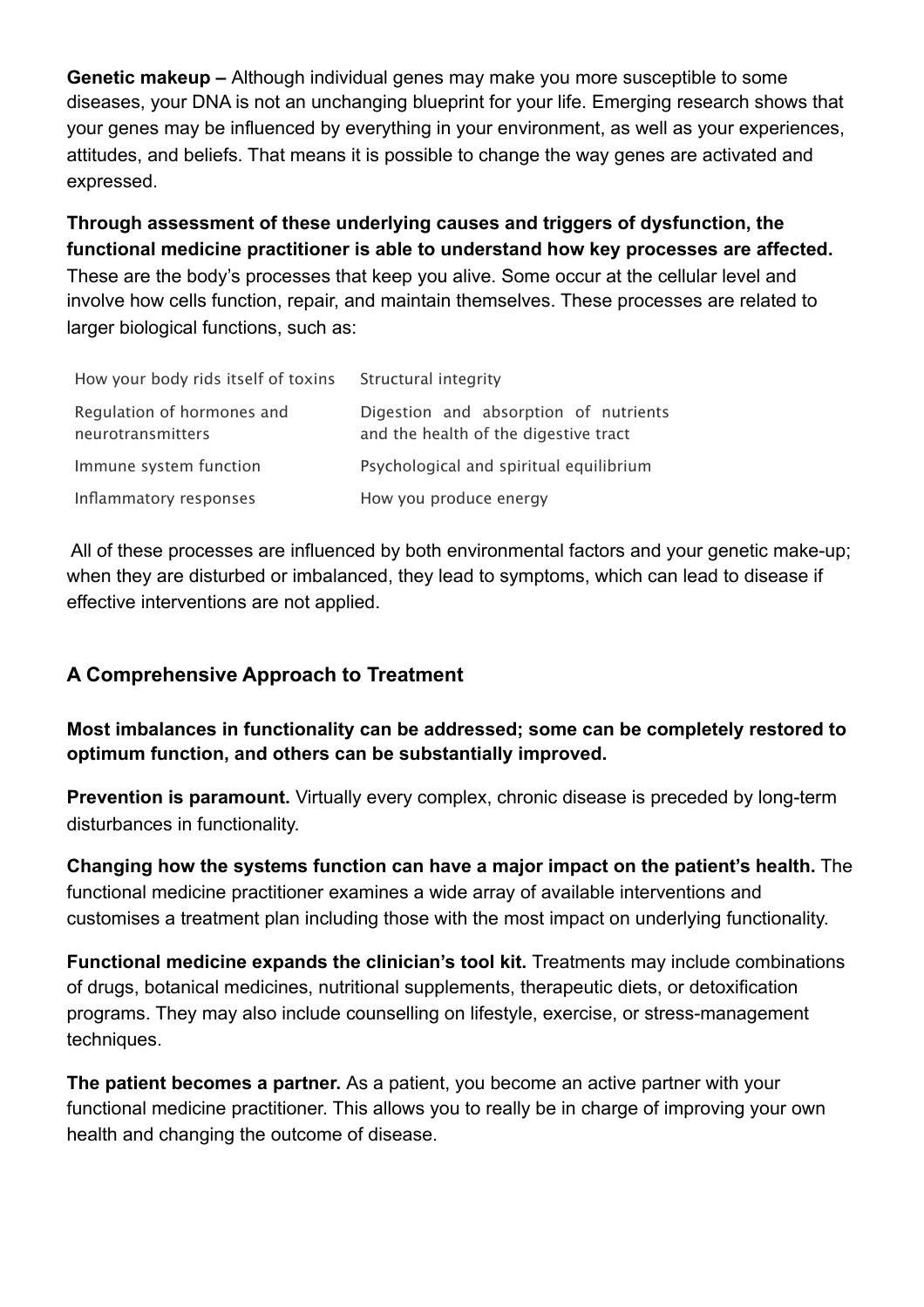**Genetic makeup –** Although individual genes may make you more susceptible to some diseases, your DNA is not an unchanging blueprint for your life. Emerging research shows that your genes may be influenced by everything in your environment, as well as your experiences, attitudes, and beliefs. That means it is possible to change the way genes are activated and expressed.

**Through assessment of these underlying causes and triggers of dysfunction, the functional medicine practitioner is able to understand how key processes are affected.** These are the body's processes that keep you alive. Some occur at the cellular level and involve how cells function, repair, and maintain themselves. These processes are related to larger biological functions, such as:

| | |
|---|---|
| How your body rids itself of toxins | Structural integrity |
| Regulation of hormones and neurotransmitters | Digestion and absorption of nutrients and the health of the digestive tract |
| Immune system function | Psychological and spiritual equilibrium |
| Inflammatory responses | How you produce energy |

All of these processes are influenced by both environmental factors and your genetic make-up; when they are disturbed or imbalanced, they lead to symptoms, which can lead to disease if effective interventions are not applied.

## A Comprehensive Approach to Treatment

**Most imbalances in functionality can be addressed; some can be completely restored to optimum function, and others can be substantially improved.**

**Prevention is paramount.** Virtually every complex, chronic disease is preceded by long-term disturbances in functionality.

**Changing how the systems function can have a major impact on the patient's health.** The functional medicine practitioner examines a wide array of available interventions and customises a treatment plan including those with the most impact on underlying functionality.

**Functional medicine expands the clinician's tool kit.** Treatments may include combinations of drugs, botanical medicines, nutritional supplements, therapeutic diets, or detoxification programs. They may also include counselling on lifestyle, exercise, or stress-management techniques.

**The patient becomes a partner.** As a patient, you become an active partner with your functional medicine practitioner. This allows you to really be in charge of improving your own health and changing the outcome of disease.